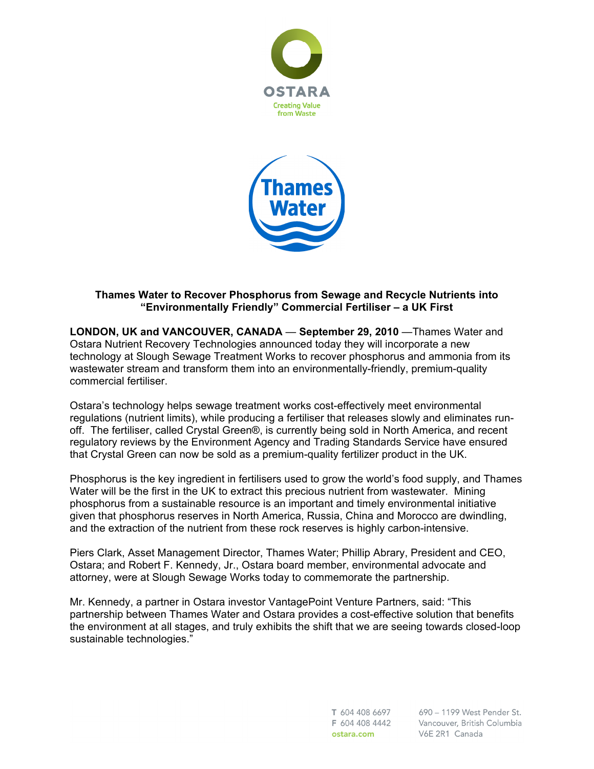**Thames Water to Recover Phosphorus from Sewage and Recycle Nutrients into "Environmentally Friendly" Commercial Fertiliser – a UK First**

**LONDON, UK and VANCOUVER, CANADA** — **September 29, 2010** —Thames Water and Ostara Nutrient Recovery Technologies announced today they will incorporate a new technology at Slough Sewage Treatment Works to recover phosphorus and ammonia from its wastewater stream and transform them into an environmentally-friendly, premium-quality commercial fertiliser.

Ostara's technology helps sewage treatment works cost-effectively meet environmental regulations (nutrient limits), while producing a fertiliser that releases slowly and eliminates run-off. The fertiliser, called Crystal Green®, is currently being sold in North America, and recent regulatory reviews by the Environment Agency and Trading Standards Service have ensured that Crystal Green can now be sold as a premium-quality fertilizer product in the UK.

Phosphorus is the key ingredient in fertilisers used to grow the world's food supply, and Thames Water will be the first in the UK to extract this precious nutrient from wastewater. Mining phosphorus from a sustainable resource is an important and timely environmental initiative given that phosphorus reserves in North America, Russia, China and Morocco are dwindling, and the extraction of the nutrient from these rock reserves is highly carbon-intensive.

Piers Clark, Asset Management Director, Thames Water; Phillip Abrary, President and CEO, Ostara; and Robert F. Kennedy, Jr., Ostara board member, environmental advocate and attorney, were at Slough Sewage Works today to commemorate the partnership.

Mr. Kennedy, a partner in Ostara investor VantagePoint Venture Partners, said: "This partnership between Thames Water and Ostara provides a cost-effective solution that benefits the environment at all stages, and truly exhibits the shift that we are seeing towards closed-loop sustainable technologies."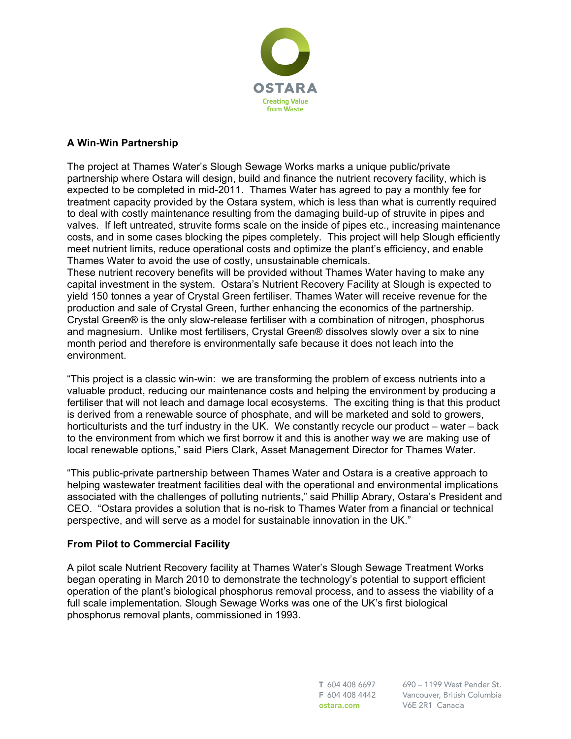## A Win-Win Partnership

The project at Thames Water's Slough Sewage Works marks a unique public/private partnership where Ostara will design, build and finance the nutrient recovery facility, which is expected to be completed in mid-2011. Thames Water has agreed to pay a monthly fee for treatment capacity provided by the Ostara system, which is less than what is currently required to deal with costly maintenance resulting from the damaging build-up of struvite in pipes and valves. If left untreated, struvite forms scale on the inside of pipes etc., increasing maintenance costs, and in some cases blocking the pipes completely. This project will help Slough efficiently meet nutrient limits, reduce operational costs and optimize the plant's efficiency, and enable Thames Water to avoid the use of costly, unsustainable chemicals.

These nutrient recovery benefits will be provided without Thames Water having to make any capital investment in the system. Ostara's Nutrient Recovery Facility at Slough is expected to yield 150 tonnes a year of Crystal Green fertiliser. Thames Water will receive revenue for the production and sale of Crystal Green, further enhancing the economics of the partnership. Crystal Green® is the only slow-release fertiliser with a combination of nitrogen, phosphorus and magnesium. Unlike most fertilisers, Crystal Green® dissolves slowly over a six to nine month period and therefore is environmentally safe because it does not leach into the environment.

"This project is a classic win-win: we are transforming the problem of excess nutrients into a valuable product, reducing our maintenance costs and helping the environment by producing a fertiliser that will not leach and damage local ecosystems. The exciting thing is that this product is derived from a renewable source of phosphate, and will be marketed and sold to growers, horticulturists and the turf industry in the UK. We constantly recycle our product – water – back to the environment from which we first borrow it and this is another way we are making use of local renewable options," said Piers Clark, Asset Management Director for Thames Water.

"This public-private partnership between Thames Water and Ostara is a creative approach to helping wastewater treatment facilities deal with the operational and environmental implications associated with the challenges of polluting nutrients," said Phillip Abrary, Ostara's President and CEO. "Ostara provides a solution that is no-risk to Thames Water from a financial or technical perspective, and will serve as a model for sustainable innovation in the UK."

## From Pilot to Commercial Facility

A pilot scale Nutrient Recovery facility at Thames Water's Slough Sewage Treatment Works began operating in March 2010 to demonstrate the technology's potential to support efficient operation of the plant's biological phosphorus removal process, and to assess the viability of a full scale implementation. Slough Sewage Works was one of the UK's first biological phosphorus removal plants, commissioned in 1993.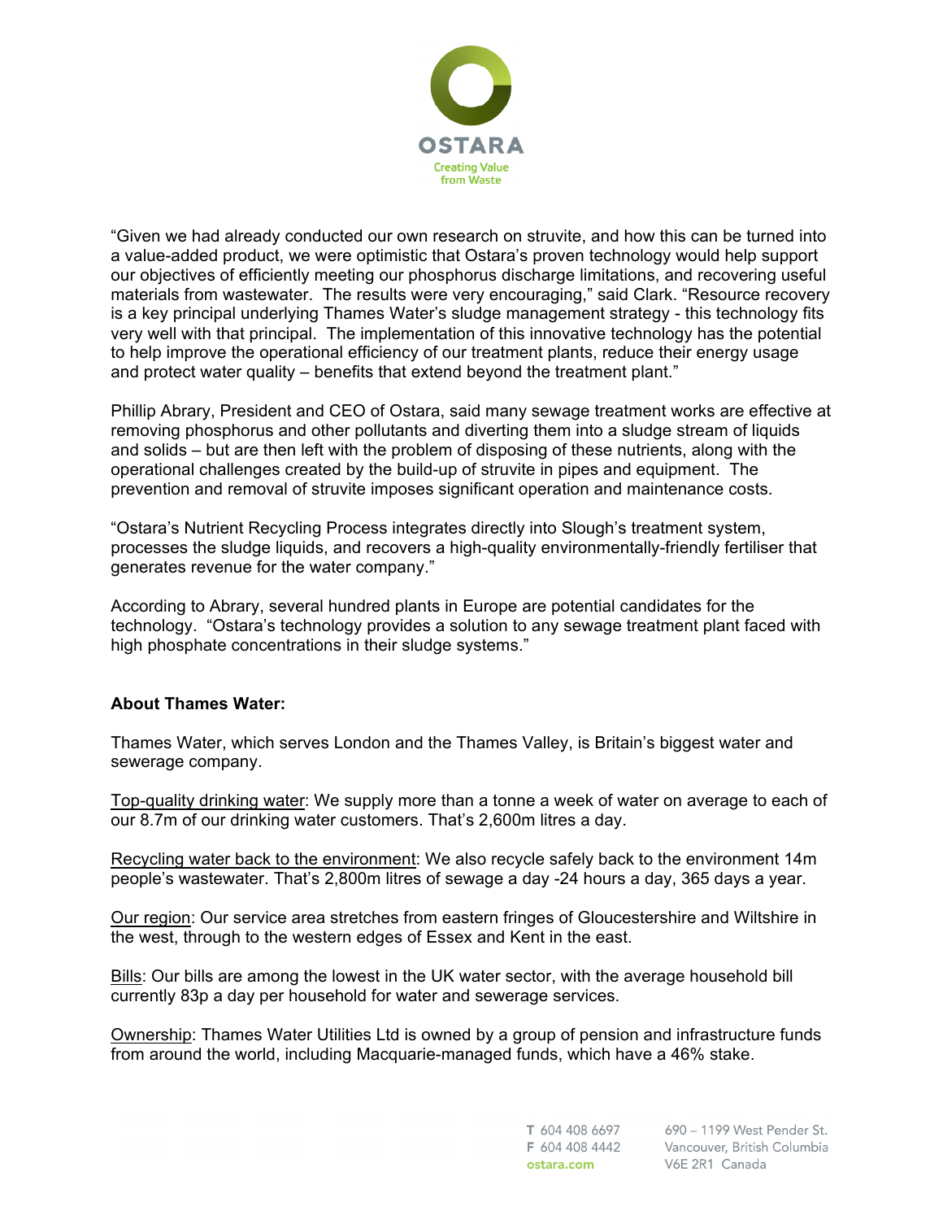"Given we had already conducted our own research on struvite, and how this can be turned into a value-added product, we were optimistic that Ostara's proven technology would help support our objectives of efficiently meeting our phosphorus discharge limitations, and recovering useful materials from wastewater. The results were very encouraging," said Clark. "Resource recovery is a key principal underlying Thames Water's sludge management strategy - this technology fits very well with that principal. The implementation of this innovative technology has the potential to help improve the operational efficiency of our treatment plants, reduce their energy usage and protect water quality – benefits that extend beyond the treatment plant."

Phillip Abrary, President and CEO of Ostara, said many sewage treatment works are effective at removing phosphorus and other pollutants and diverting them into a sludge stream of liquids and solids – but are then left with the problem of disposing of these nutrients, along with the operational challenges created by the build-up of struvite in pipes and equipment. The prevention and removal of struvite imposes significant operation and maintenance costs.

"Ostara's Nutrient Recycling Process integrates directly into Slough's treatment system, processes the sludge liquids, and recovers a high-quality environmentally-friendly fertiliser that generates revenue for the water company."

According to Abrary, several hundred plants in Europe are potential candidates for the technology. "Ostara's technology provides a solution to any sewage treatment plant faced with high phosphate concentrations in their sludge systems."

**About Thames Water:**

Thames Water, which serves London and the Thames Valley, is Britain's biggest water and sewerage company.

Top-quality drinking water: We supply more than a tonne a week of water on average to each of our 8.7m of our drinking water customers. That's 2,600m litres a day.

Recycling water back to the environment: We also recycle safely back to the environment 14m people's wastewater. That's 2,800m litres of sewage a day -24 hours a day, 365 days a year.

Our region: Our service area stretches from eastern fringes of Gloucestershire and Wiltshire in the west, through to the western edges of Essex and Kent in the east.

Bills: Our bills are among the lowest in the UK water sector, with the average household bill currently 83p a day per household for water and sewerage services.

Ownership: Thames Water Utilities Ltd is owned by a group of pension and infrastructure funds from around the world, including Macquarie-managed funds, which have a 46% stake.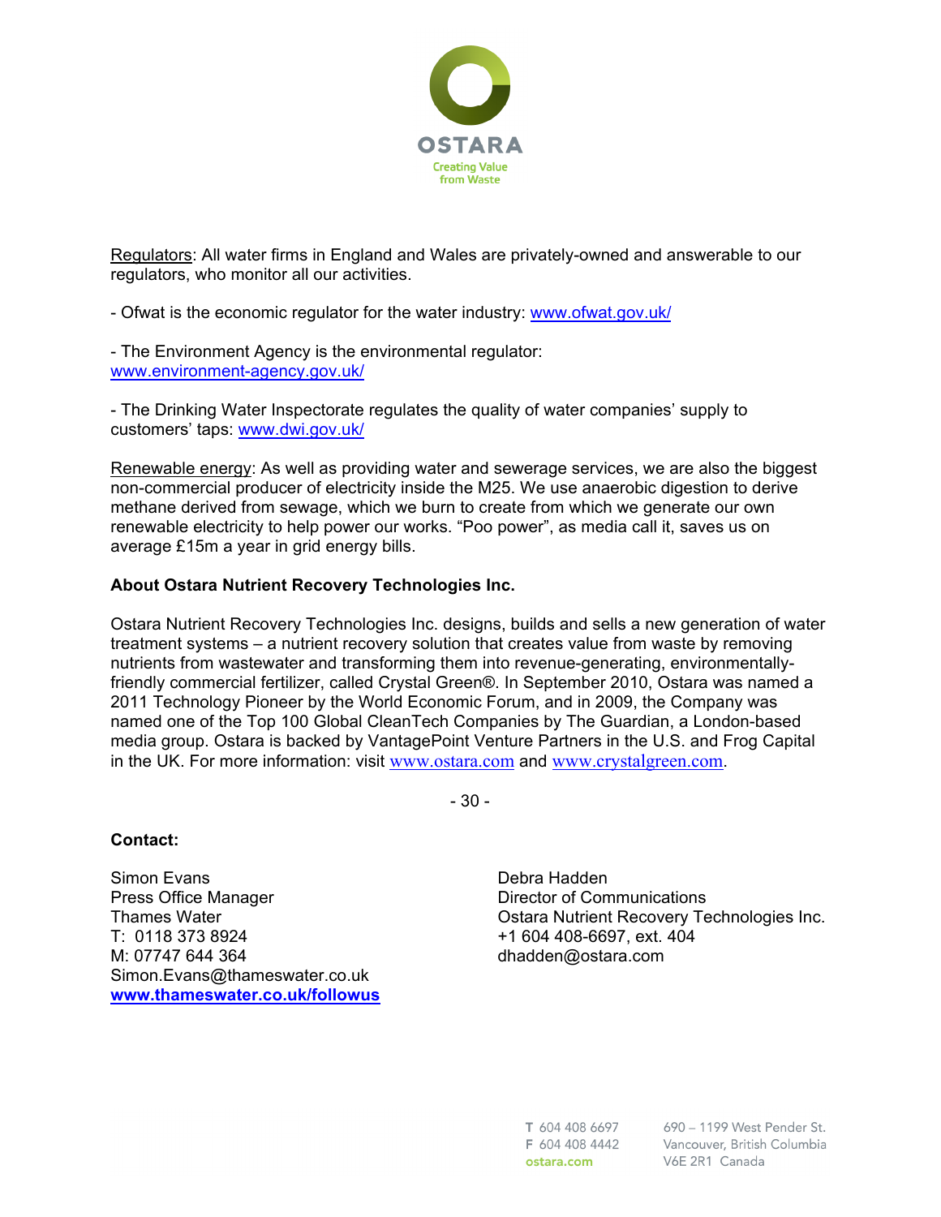OSTARA

Creating Value from Waste

Regulators: All water firms in England and Wales are privately-owned and answerable to our regulators, who monitor all our activities.

- Ofwat is the economic regulator for the water industry: www.ofwat.gov.uk/

- The Environment Agency is the environmental regulator: www.environment-agency.gov.uk/

- The Drinking Water Inspectorate regulates the quality of water companies' supply to customers' taps: www.dwi.gov.uk/

Renewable energy: As well as providing water and sewerage services, we are also the biggest non-commercial producer of electricity inside the M25. We use anaerobic digestion to derive methane derived from sewage, which we burn to create from which we generate our own renewable electricity to help power our works. "Poo power", as media call it, saves us on average £15m a year in grid energy bills.

**About Ostara Nutrient Recovery Technologies Inc.**

Ostara Nutrient Recovery Technologies Inc. designs, builds and sells a new generation of water treatment systems – a nutrient recovery solution that creates value from waste by removing nutrients from wastewater and transforming them into revenue-generating, environmentally-friendly commercial fertilizer, called Crystal Green®. In September 2010, Ostara was named a 2011 Technology Pioneer by the World Economic Forum, and in 2009, the Company was named one of the Top 100 Global CleanTech Companies by The Guardian, a London-based media group. Ostara is backed by VantagePoint Venture Partners in the U.S. and Frog Capital in the UK. For more information: visit www.ostara.com and www.crystalgreen.com.

- 30 -

**Contact:**

Simon Evans
Press Office Manager
Thames Water
T: 0118 373 8924
M: 07747 644 364
Simon.Evans@thameswater.co.uk
**www.thameswater.co.uk/followus**

Debra Hadden
Director of Communications
Ostara Nutrient Recovery Technologies Inc.
+1 604 408-6697, ext. 404
dhadden@ostara.com

T 604 408 6697
F 604 408 4442
ostara.com

690 – 1199 West Pender St.
Vancouver, British Columbia
V6E 2R1 Canada